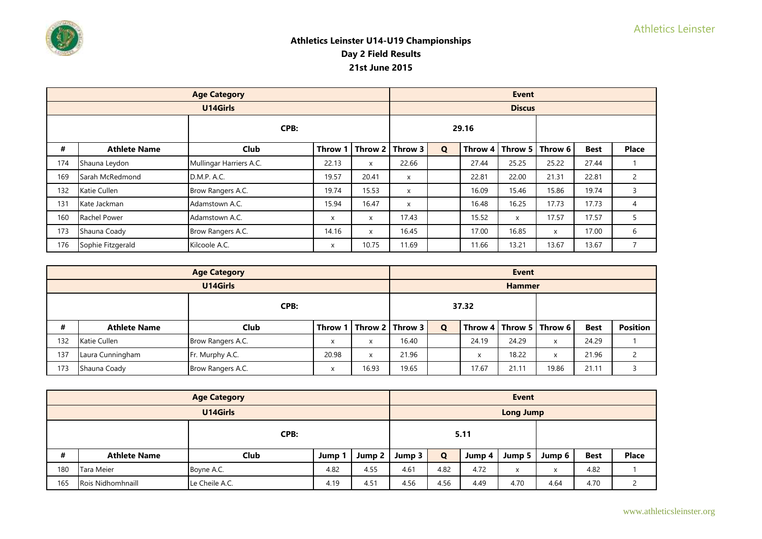# Athletics Leinster U14-U19 Championships

## Day 2 Field Results

## 21st June 2015

| Age Category | | | | | | Event | | | | | |
|---|---|---|---|---|---|---|---|---|---|---|---|
| U14Girls | | | | | | Discus | | | | | |
| | CPB: | | | | | 29.16 | | | | | |
| # | Athlete Name | Club | Throw 1 | Throw 2 | Throw 3 | Q | Throw 4 | Throw 5 | Throw 6 | Best | Place |
| 174 | Shauna Leydon | Mullingar Harriers A.C. | 22.13 | x | 22.66 | | 27.44 | 25.25 | 25.22 | 27.44 | 1 |
| 169 | Sarah McRedmond | D.M.P. A.C. | 19.57 | 20.41 | x | | 22.81 | 22.00 | 21.31 | 22.81 | 2 |
| 132 | Katie Cullen | Brow Rangers A.C. | 19.74 | 15.53 | x | | 16.09 | 15.46 | 15.86 | 19.74 | 3 |
| 131 | Kate Jackman | Adamstown A.C. | 15.94 | 16.47 | x | | 16.48 | 16.25 | 17.73 | 17.73 | 4 |
| 160 | Rachel Power | Adamstown A.C. | x | x | 17.43 | | 15.52 | x | 17.57 | 17.57 | 5 |
| 173 | Shauna Coady | Brow Rangers A.C. | 14.16 | x | 16.45 | | 17.00 | 16.85 | x | 17.00 | 6 |
| 176 | Sophie Fitzgerald | Kilcoole A.C. | x | 10.75 | 11.69 | | 11.66 | 13.21 | 13.67 | 13.67 | 7 |

| Age Category | | | | | | Event | | | | | |
|---|---|---|---|---|---|---|---|---|---|---|---|
| U14Girls | | | | | | Hammer | | | | | |
| | CPB: | | | | | 37.32 | | | | | |
| # | Athlete Name | Club | Throw 1 | Throw 2 | Throw 3 | Q | Throw 4 | Throw 5 | Throw 6 | Best | Position |
| 132 | Katie Cullen | Brow Rangers A.C. | x | x | 16.40 | | 24.19 | 24.29 | x | 24.29 | 1 |
| 137 | Laura Cunningham | Fr. Murphy A.C. | 20.98 | x | 21.96 | | x | 18.22 | x | 21.96 | 2 |
| 173 | Shauna Coady | Brow Rangers A.C. | x | 16.93 | 19.65 | | 17.67 | 21.11 | 19.86 | 21.11 | 3 |

| Age Category | | | | | | Event | | | | | |
|---|---|---|---|---|---|---|---|---|---|---|---|
| U14Girls | | | | | | Long Jump | | | | | |
| | CPB: | | | | | 5.11 | | | | | |
| # | Athlete Name | Club | Jump 1 | Jump 2 | Jump 3 | Q | Jump 4 | Jump 5 | Jump 6 | Best | Place |
| 180 | Tara Meier | Boyne A.C. | 4.82 | 4.55 | 4.61 | 4.82 | 4.72 | x | x | 4.82 | 1 |
| 165 | Rois Nidhomhnaill | Le Cheile A.C. | 4.19 | 4.51 | 4.56 | 4.56 | 4.49 | 4.70 | 4.64 | 4.70 | 2 |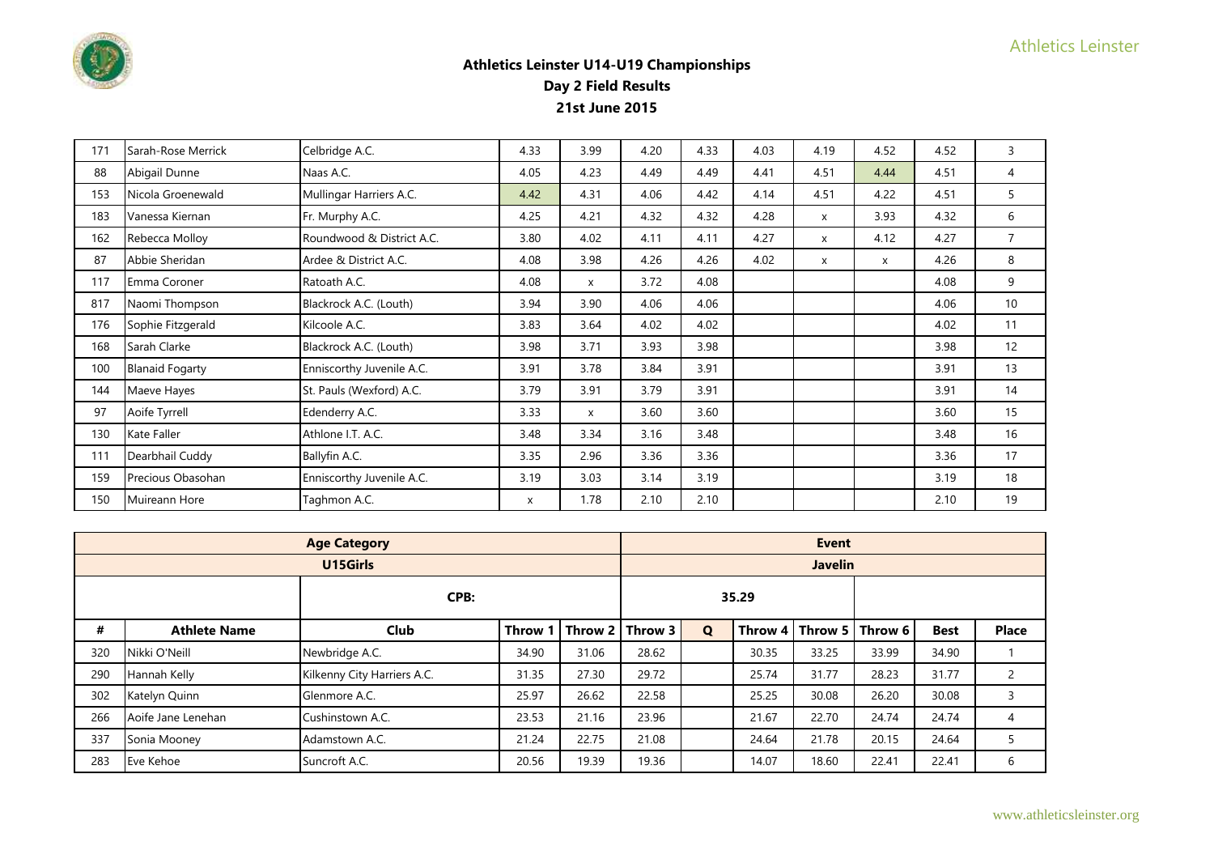## Athletics Leinster U14-U19 Championships
## Day 2 Field Results
## 21st June 2015

| 171 | Sarah-Rose Merrick | Celbridge A.C. | 4.33 | 3.99 | 4.20 | 4.33 | 4.03 | 4.19 | 4.52 | 4.52 | 3 |
|---|---|---|---|---|---|---|---|---|---|---|---|
| 88 | Abigail Dunne | Naas A.C. | 4.05 | 4.23 | 4.49 | 4.49 | 4.41 | 4.51 | 4.44 | 4.51 | 4 |
| 153 | Nicola Groenewald | Mullingar Harriers A.C. | 4.42 | 4.31 | 4.06 | 4.42 | 4.14 | 4.51 | 4.22 | 4.51 | 5 |
| 183 | Vanessa Kiernan | Fr. Murphy A.C. | 4.25 | 4.21 | 4.32 | 4.32 | 4.28 | x | 3.93 | 4.32 | 6 |
| 162 | Rebecca Molloy | Roundwood & District A.C. | 3.80 | 4.02 | 4.11 | 4.11 | 4.27 | x | 4.12 | 4.27 | 7 |
| 87 | Abbie Sheridan | Ardee & District A.C. | 4.08 | 3.98 | 4.26 | 4.26 | 4.02 | x | x | 4.26 | 8 |
| 117 | Emma Coroner | Ratoath A.C. | 4.08 | x | 3.72 | 4.08 | | | | 4.08 | 9 |
| 817 | Naomi Thompson | Blackrock A.C. (Louth) | 3.94 | 3.90 | 4.06 | 4.06 | | | | 4.06 | 10 |
| 176 | Sophie Fitzgerald | Kilcoole A.C. | 3.83 | 3.64 | 4.02 | 4.02 | | | | 4.02 | 11 |
| 168 | Sarah Clarke | Blackrock A.C. (Louth) | 3.98 | 3.71 | 3.93 | 3.98 | | | | 3.98 | 12 |
| 100 | Blanaid Fogarty | Enniscorthy Juvenile A.C. | 3.91 | 3.78 | 3.84 | 3.91 | | | | 3.91 | 13 |
| 144 | Maeve Hayes | St. Pauls (Wexford) A.C. | 3.79 | 3.91 | 3.79 | 3.91 | | | | 3.91 | 14 |
| 97 | Aoife Tyrrell | Edenderry A.C. | 3.33 | x | 3.60 | 3.60 | | | | 3.60 | 15 |
| 130 | Kate Faller | Athlone I.T. A.C. | 3.48 | 3.34 | 3.16 | 3.48 | | | | 3.48 | 16 |
| 111 | Dearbhail Cuddy | Ballyfin A.C. | 3.35 | 2.96 | 3.36 | 3.36 | | | | 3.36 | 17 |
| 159 | Precious Obasohan | Enniscorthy Juvenile A.C. | 3.19 | 3.03 | 3.14 | 3.19 | | | | 3.19 | 18 |
| 150 | Muireann Hore | Taghmon A.C. | x | 1.78 | 2.10 | 2.10 | | | | 2.10 | 19 |

| Age Category | | | | | | Event | | | | |
|---|---|---|---|---|---|---|---|---|---|---|
| U15Girls | | | | | | Javelin | | | | |
| | | CPB: | | | | 35.29 | | | | |
| # | Athlete Name | Club | Throw 1 | Throw 2 | Throw 3 | Q | Throw 4 | Throw 5 | Throw 6 | Best | Place |
| 320 | Nikki O'Neill | Newbridge A.C. | 34.90 | 31.06 | 28.62 | | 30.35 | 33.25 | 33.99 | 34.90 | 1 |
| 290 | Hannah Kelly | Kilkenny City Harriers A.C. | 31.35 | 27.30 | 29.72 | | 25.74 | 31.77 | 28.23 | 31.77 | 2 |
| 302 | Katelyn Quinn | Glenmore A.C. | 25.97 | 26.62 | 22.58 | | 25.25 | 30.08 | 26.20 | 30.08 | 3 |
| 266 | Aoife Jane Lenehan | Cushinstown A.C. | 23.53 | 21.16 | 23.96 | | 21.67 | 22.70 | 24.74 | 24.74 | 4 |
| 337 | Sonia Mooney | Adamstown A.C. | 21.24 | 22.75 | 21.08 | | 24.64 | 21.78 | 20.15 | 24.64 | 5 |
| 283 | Eve Kehoe | Suncroft A.C. | 20.56 | 19.39 | 19.36 | | 14.07 | 18.60 | 22.41 | 22.41 | 6 |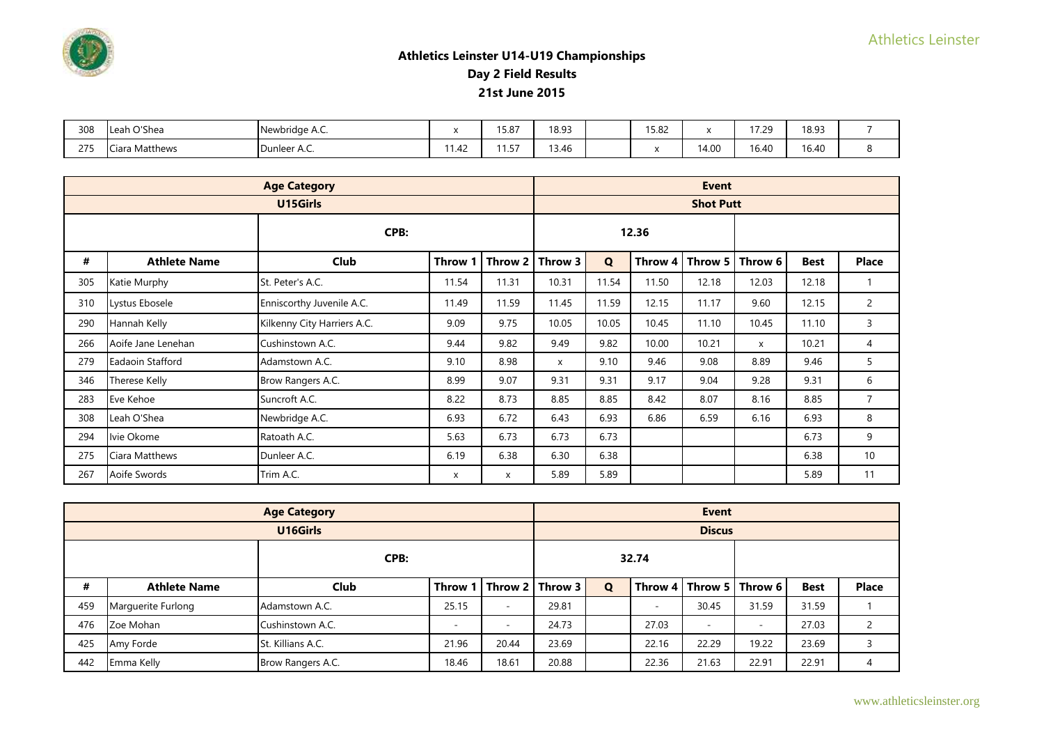## Athletics Leinster U14-U19 Championships
## Day 2 Field Results
## 21st June 2015

| 308 | Leah O'Shea | Newbridge A.C. | x | 15.87 | 18.93 | | 15.82 | x | 17.29 | 18.93 | 7 |
|---|---|---|---|---|---|---|---|---|---|---|---|
| 275 | Ciara Matthews | Dunleer A.C. | 11.42 | 11.57 | 13.46 | | x | 14.00 | 16.40 | 16.40 | 8 |

| | | **Age Category** | | | | | | **Event** | | | |
|---|---|---|---|---|---|---|---|---|---|---|---|
| | | **U15Girls** | | | | | | **Shot Putt** | | | |
| | | **CPB:** | | | | | 12.36 | | | | |
| **#** | **Athlete Name** | **Club** | **Throw 1** | **Throw 2** | **Throw 3** | **Q** | **Throw 4** | **Throw 5** | **Throw 6** | **Best** | **Place** |
| 305 | Katie Murphy | St. Peter's A.C. | 11.54 | 11.31 | 10.31 | 11.54 | 11.50 | 12.18 | 12.03 | 12.18 | 1 |
| 310 | Lystus Ebosele | Enniscorthy Juvenile A.C. | 11.49 | 11.59 | 11.45 | 11.59 | 12.15 | 11.17 | 9.60 | 12.15 | 2 |
| 290 | Hannah Kelly | Kilkenny City Harriers A.C. | 9.09 | 9.75 | 10.05 | 10.05 | 10.45 | 11.10 | 10.45 | 11.10 | 3 |
| 266 | Aoife Jane Lenehan | Cushinstown A.C. | 9.44 | 9.82 | 9.49 | 9.82 | 10.00 | 10.21 | x | 10.21 | 4 |
| 279 | Eadaoin Stafford | Adamstown A.C. | 9.10 | 8.98 | x | 9.10 | 9.46 | 9.08 | 8.89 | 9.46 | 5 |
| 346 | Therese Kelly | Brow Rangers A.C. | 8.99 | 9.07 | 9.31 | 9.31 | 9.17 | 9.04 | 9.28 | 9.31 | 6 |
| 283 | Eve Kehoe | Suncroft A.C. | 8.22 | 8.73 | 8.85 | 8.85 | 8.42 | 8.07 | 8.16 | 8.85 | 7 |
| 308 | Leah O'Shea | Newbridge A.C. | 6.93 | 6.72 | 6.43 | 6.93 | 6.86 | 6.59 | 6.16 | 6.93 | 8 |
| 294 | Ivie Okome | Ratoath A.C. | 5.63 | 6.73 | 6.73 | 6.73 | | | | 6.73 | 9 |
| 275 | Ciara Matthews | Dunleer A.C. | 6.19 | 6.38 | 6.30 | 6.38 | | | | 6.38 | 10 |
| 267 | Aoife Swords | Trim A.C. | x | x | 5.89 | 5.89 | | | | 5.89 | 11 |

| | | **Age Category** | | | | | | **Event** | | | |
|---|---|---|---|---|---|---|---|---|---|---|---|
| | | **U16Girls** | | | | | | **Discus** | | | |
| | | **CPB:** | | | | | 32.74 | | | | |
| **#** | **Athlete Name** | **Club** | **Throw 1** | **Throw 2** | **Throw 3** | **Q** | **Throw 4** | **Throw 5** | **Throw 6** | **Best** | **Place** |
| 459 | Marguerite Furlong | Adamstown A.C. | 25.15 | - | 29.81 | | - | 30.45 | 31.59 | 31.59 | 1 |
| 476 | Zoe Mohan | Cushinstown A.C. | - | - | 24.73 | | 27.03 | - | - | 27.03 | 2 |
| 425 | Amy Forde | St. Killians A.C. | 21.96 | 20.44 | 23.69 | | 22.16 | 22.29 | 19.22 | 23.69 | 3 |
| 442 | Emma Kelly | Brow Rangers A.C. | 18.46 | 18.61 | 20.88 | | 22.36 | 21.63 | 22.91 | 22.91 | 4 |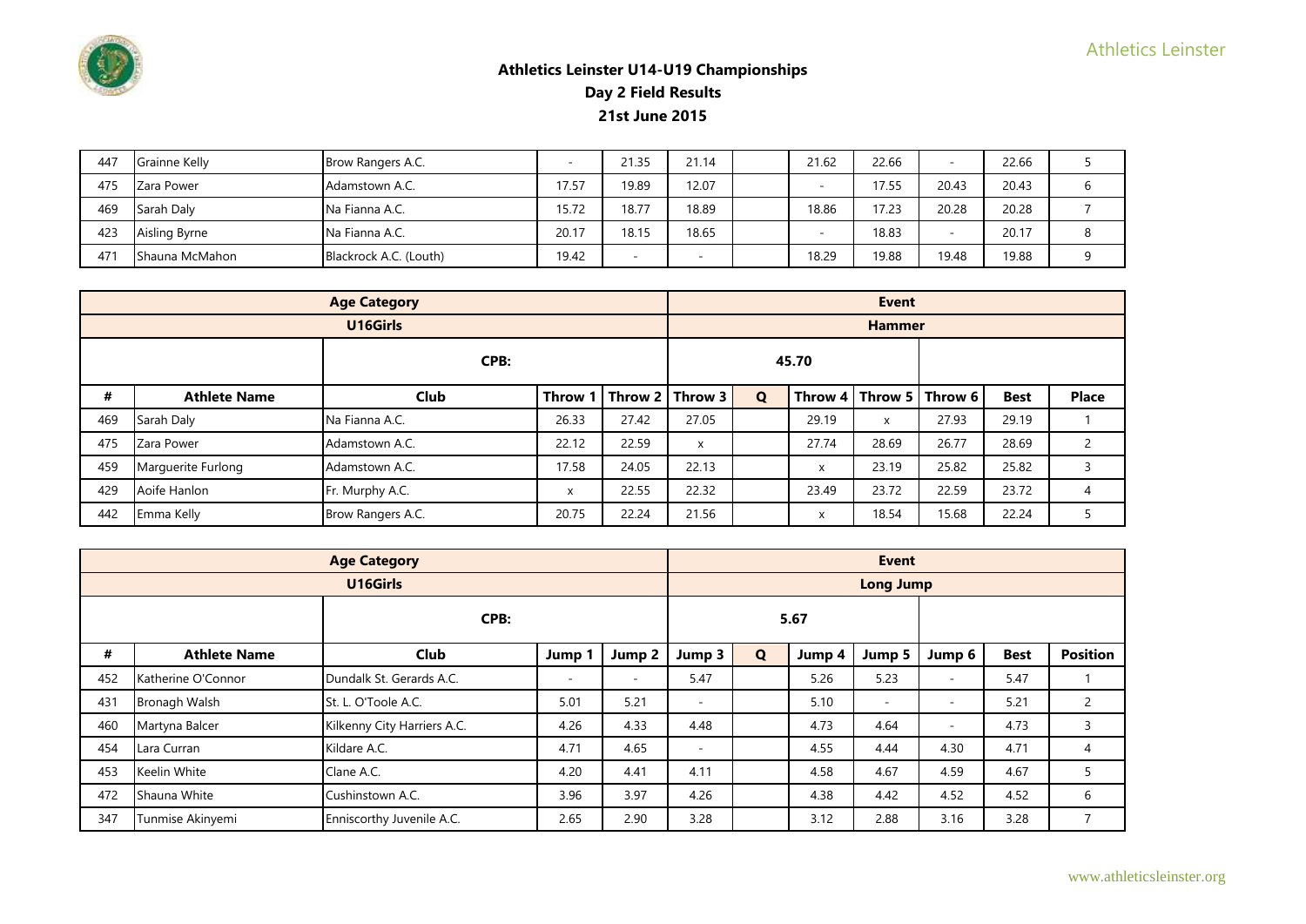## Athletics Leinster U14-U19 Championships
## Day 2 Field Results
## 21st June 2015

| 447 | Grainne Kelly | Brow Rangers A.C. | - | 21.35 | 21.14 | | 21.62 | 22.66 | - | 22.66 | 5 |
|---|---|---|---|---|---|---|---|---|---|---|---|
| 475 | Zara Power | Adamstown A.C. | 17.57 | 19.89 | 12.07 | | - | 17.55 | 20.43 | 20.43 | 6 |
| 469 | Sarah Daly | Na Fianna A.C. | 15.72 | 18.77 | 18.89 | | 18.86 | 17.23 | 20.28 | 20.28 | 7 |
| 423 | Aisling Byrne | Na Fianna A.C. | 20.17 | 18.15 | 18.65 | | - | 18.83 | - | 20.17 | 8 |
| 471 | Shauna McMahon | Blackrock A.C. (Louth) | 19.42 | - | - | | 18.29 | 19.88 | 19.48 | 19.88 | 9 |

| | | Age Category | | | | Event | | | | | |
|---|---|---|---|---|---|---|---|---|---|---|---|
| | | U16Girls | | | | Hammer | | | | | |
| | | CPB: | | | | 45.70 | | | | | |
| # | Athlete Name | Club | Throw 1 | Throw 2 | Throw 3 | Q | Throw 4 | Throw 5 | Throw 6 | Best | Place |
| 469 | Sarah Daly | Na Fianna A.C. | 26.33 | 27.42 | 27.05 | | 29.19 | x | 27.93 | 29.19 | 1 |
| 475 | Zara Power | Adamstown A.C. | 22.12 | 22.59 | x | | 27.74 | 28.69 | 26.77 | 28.69 | 2 |
| 459 | Marguerite Furlong | Adamstown A.C. | 17.58 | 24.05 | 22.13 | | x | 23.19 | 25.82 | 25.82 | 3 |
| 429 | Aoife Hanlon | Fr. Murphy A.C. | x | 22.55 | 22.32 | | 23.49 | 23.72 | 22.59 | 23.72 | 4 |
| 442 | Emma Kelly | Brow Rangers A.C. | 20.75 | 22.24 | 21.56 | | x | 18.54 | 15.68 | 22.24 | 5 |

| | | Age Category | | | | Event | | | | | |
|---|---|---|---|---|---|---|---|---|---|---|---|
| | | U16Girls | | | | Long Jump | | | | | |
| | | CPB: | | | | 5.67 | | | | | |
| # | Athlete Name | Club | Jump 1 | Jump 2 | Jump 3 | Q | Jump 4 | Jump 5 | Jump 6 | Best | Position |
| 452 | Katherine O'Connor | Dundalk St. Gerards A.C. | - | - | 5.47 | | 5.26 | 5.23 | - | 5.47 | 1 |
| 431 | Bronagh Walsh | St. L. O'Toole A.C. | 5.01 | 5.21 | - | | 5.10 | - | - | 5.21 | 2 |
| 460 | Martyna Balcer | Kilkenny City Harriers A.C. | 4.26 | 4.33 | 4.48 | | 4.73 | 4.64 | - | 4.73 | 3 |
| 454 | Lara Curran | Kildare A.C. | 4.71 | 4.65 | - | | 4.55 | 4.44 | 4.30 | 4.71 | 4 |
| 453 | Keelin White | Clane A.C. | 4.20 | 4.41 | 4.11 | | 4.58 | 4.67 | 4.59 | 4.67 | 5 |
| 472 | Shauna White | Cushinstown A.C. | 3.96 | 3.97 | 4.26 | | 4.38 | 4.42 | 4.52 | 4.52 | 6 |
| 347 | Tunmise Akinyemi | Enniscorthy Juvenile A.C. | 2.65 | 2.90 | 3.28 | | 3.12 | 2.88 | 3.16 | 3.28 | 7 |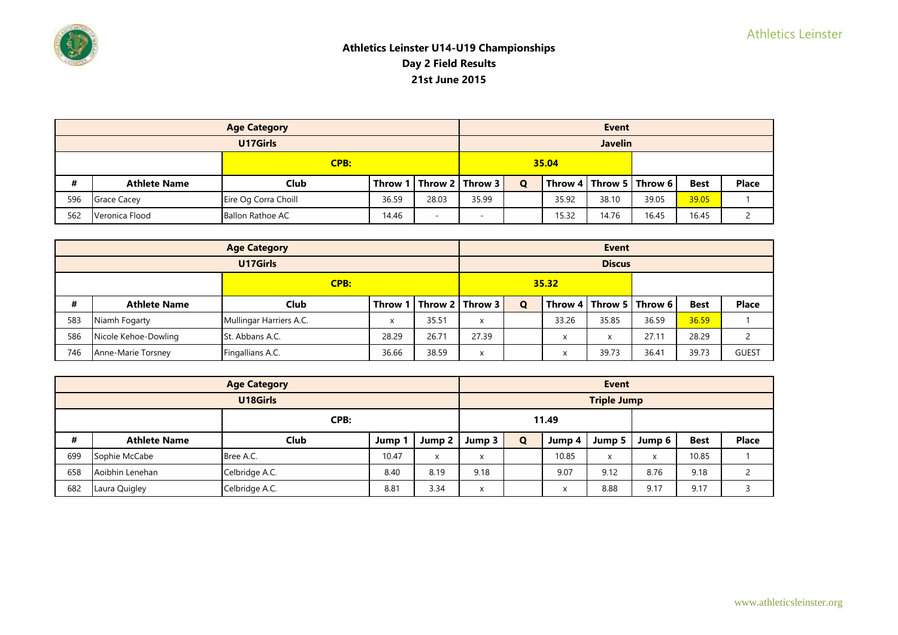**Athletics Leinster U14-U19 Championships**
**Day 2 Field Results**
**21st June 2015**

| Age Category | | | | | | Event | | | | |
|---|---|---|---|---|---|---|---|---|---|---|
| U17Girls | | | | | | Javelin | | | | |
| | CPB: | | | | | 35.04 | | | | |
| # | Athlete Name | Club | Throw 1 | Throw 2 | Throw 3 | Q | Throw 4 | Throw 5 | Throw 6 | Best | Place |
| 596 | Grace Cacey | Eire Og Corra Choill | 36.59 | 28.03 | 35.99 | | 35.92 | 38.10 | 39.05 | 39.05 | 1 |
| 562 | Veronica Flood | Ballon Rathoe AC | 14.46 | - | - | | 15.32 | 14.76 | 16.45 | 16.45 | 2 |

| Age Category | | | | | | Event | | | | |
|---|---|---|---|---|---|---|---|---|---|---|
| U17Girls | | | | | | Discus | | | | |
| | CPB: | | | | | 35.32 | | | | |
| # | Athlete Name | Club | Throw 1 | Throw 2 | Throw 3 | Q | Throw 4 | Throw 5 | Throw 6 | Best | Place |
| 583 | Niamh Fogarty | Mullingar Harriers A.C. | x | 35.51 | x | | 33.26 | 35.85 | 36.59 | 36.59 | 1 |
| 586 | Nicole Kehoe-Dowling | St. Abbans A.C. | 28.29 | 26.71 | 27.39 | | x | x | 27.11 | 28.29 | 2 |
| 746 | Anne-Marie Torsney | Fingallians A.C. | 36.66 | 38.59 | x | | x | 39.73 | 36.41 | 39.73 | GUEST |

| Age Category | | | | | | Event | | | | |
|---|---|---|---|---|---|---|---|---|---|---|
| U18Girls | | | | | | Triple Jump | | | | |
| | CPB: | | | | | 11.49 | | | | |
| # | Athlete Name | Club | Jump 1 | Jump 2 | Jump 3 | Q | Jump 4 | Jump 5 | Jump 6 | Best | Place |
| 699 | Sophie McCabe | Bree A.C. | 10.47 | x | x | | 10.85 | x | x | 10.85 | 1 |
| 658 | Aoibhin Lenehan | Celbridge A.C. | 8.40 | 8.19 | 9.18 | | 9.07 | 9.12 | 8.76 | 9.18 | 2 |
| 682 | Laura Quigley | Celbridge A.C. | 8.81 | 3.34 | x | | x | 8.88 | 9.17 | 9.17 | 3 |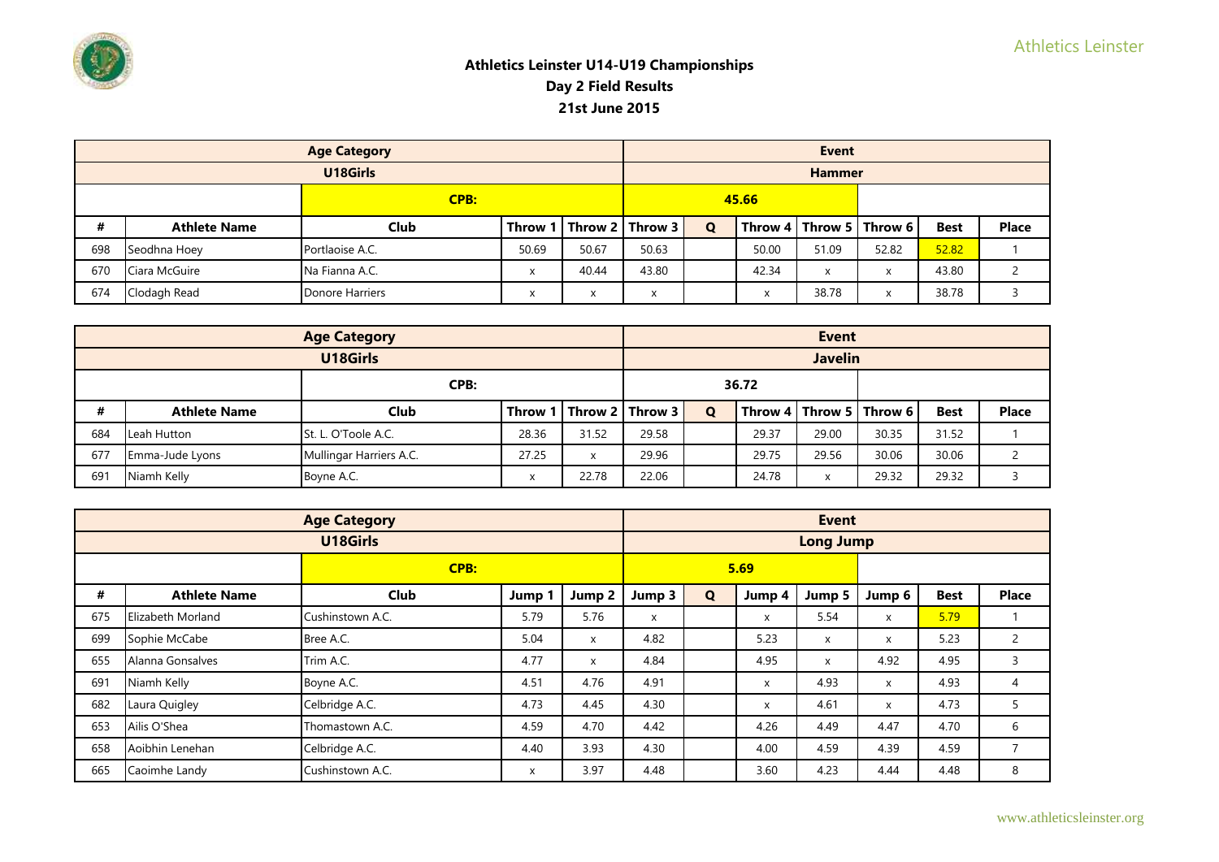**Athletics Leinster U14-U19 Championships**
**Day 2 Field Results**
**21st June 2015**

| Age Category | | | | | | Event | | | | | |
|---|---|---|---|---|---|---|---|---|---|---|---|
| U18Girls | | | | | | Hammer | | | | | |
| | | CPB: | | | | 45.66 | | | | | |
| # | Athlete Name | Club | Throw 1 | Throw 2 | Throw 3 | Q | Throw 4 | Throw 5 | Throw 6 | Best | Place |
| 698 | Seodhna Hoey | Portlaoise A.C. | 50.69 | 50.67 | 50.63 | | 50.00 | 51.09 | 52.82 | 52.82 | 1 |
| 670 | Ciara McGuire | Na Fianna A.C. | x | 40.44 | 43.80 | | 42.34 | x | x | 43.80 | 2 |
| 674 | Clodagh Read | Donore Harriers | x | x | x | | x | 38.78 | x | 38.78 | 3 |

| Age Category | | | | | | Event | | | | | |
|---|---|---|---|---|---|---|---|---|---|---|---|
| U18Girls | | | | | | Javelin | | | | | |
| | | CPB: | | | | 36.72 | | | | | |
| # | Athlete Name | Club | Throw 1 | Throw 2 | Throw 3 | Q | Throw 4 | Throw 5 | Throw 6 | Best | Place |
| 684 | Leah Hutton | St. L. O'Toole A.C. | 28.36 | 31.52 | 29.58 | | 29.37 | 29.00 | 30.35 | 31.52 | 1 |
| 677 | Emma-Jude Lyons | Mullingar Harriers A.C. | 27.25 | x | 29.96 | | 29.75 | 29.56 | 30.06 | 30.06 | 2 |
| 691 | Niamh Kelly | Boyne A.C. | x | 22.78 | 22.06 | | 24.78 | x | 29.32 | 29.32 | 3 |

| Age Category | | | | | | Event | | | | | |
|---|---|---|---|---|---|---|---|---|---|---|---|
| U18Girls | | | | | | Long Jump | | | | | |
| | | CPB: | | | | 5.69 | | | | | |
| # | Athlete Name | Club | Jump 1 | Jump 2 | Jump 3 | Q | Jump 4 | Jump 5 | Jump 6 | Best | Place |
| 675 | Elizabeth Morland | Cushinstown A.C. | 5.79 | 5.76 | x | | x | 5.54 | x | 5.79 | 1 |
| 699 | Sophie McCabe | Bree A.C. | 5.04 | x | 4.82 | | 5.23 | x | x | 5.23 | 2 |
| 655 | Alanna Gonsalves | Trim A.C. | 4.77 | x | 4.84 | | 4.95 | x | 4.92 | 4.95 | 3 |
| 691 | Niamh Kelly | Boyne A.C. | 4.51 | 4.76 | 4.91 | | x | 4.93 | x | 4.93 | 4 |
| 682 | Laura Quigley | Celbridge A.C. | 4.73 | 4.45 | 4.30 | | x | 4.61 | x | 4.73 | 5 |
| 653 | Ailis O'Shea | Thomastown A.C. | 4.59 | 4.70 | 4.42 | | 4.26 | 4.49 | 4.47 | 4.70 | 6 |
| 658 | Aoibhin Lenehan | Celbridge A.C. | 4.40 | 3.93 | 4.30 | | 4.00 | 4.59 | 4.39 | 4.59 | 7 |
| 665 | Caoimhe Landy | Cushinstown A.C. | x | 3.97 | 4.48 | | 3.60 | 4.23 | 4.44 | 4.48 | 8 |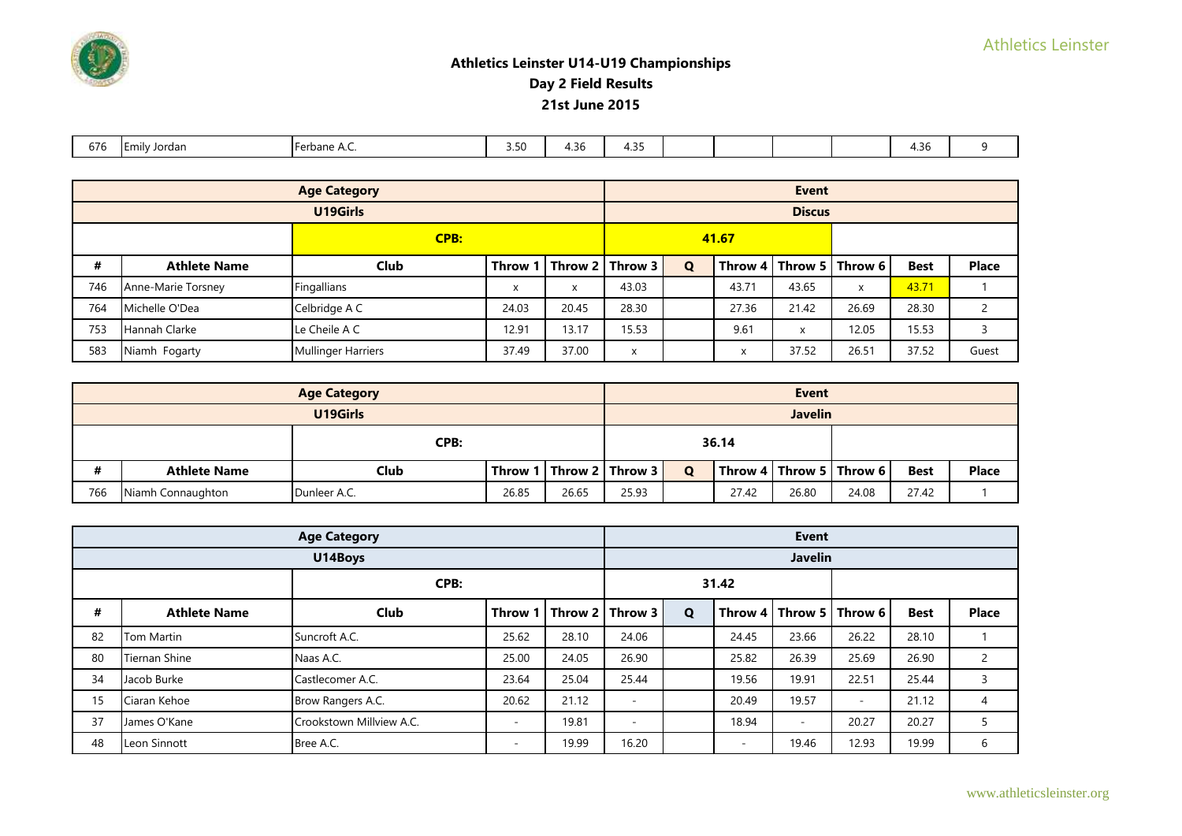## Athletics Leinster U14-U19 Championships
## Day 2 Field Results
## 21st June 2015

| 676 | Emily Jordan | Ferbane A.C. | 3.50 | 4.36 | 4.35 | | | | | 4.36 | 9 |
|---|---|---|---|---|---|---|---|---|---|---|---|

| Age Category | | | | | | Event | | | | | |
|---|---|---|---|---|---|---|---|---|---|---|---|
| U19Girls | | | | | | Discus | | | | | |
| | | CPB: | | | | 41.67 | | | | | |
| # | Athlete Name | Club | Throw 1 | Throw 2 | Throw 3 | Q | Throw 4 | Throw 5 | Throw 6 | Best | Place |
| 746 | Anne-Marie Torsney | Fingallians | x | x | 43.03 | | 43.71 | 43.65 | x | 43.71 | 1 |
| 764 | Michelle O'Dea | Celbridge A C | 24.03 | 20.45 | 28.30 | | 27.36 | 21.42 | 26.69 | 28.30 | 2 |
| 753 | Hannah Clarke | Le Cheile A C | 12.91 | 13.17 | 15.53 | | 9.61 | x | 12.05 | 15.53 | 3 |
| 583 | Niamh Fogarty | Mullinger Harriers | 37.49 | 37.00 | x | | x | 37.52 | 26.51 | 37.52 | Guest |

| Age Category | | | | | | Event | | | | | |
|---|---|---|---|---|---|---|---|---|---|---|---|
| U19Girls | | | | | | Javelin | | | | | |
| | | CPB: | | | | 36.14 | | | | | |
| # | Athlete Name | Club | Throw 1 | Throw 2 | Throw 3 | Q | Throw 4 | Throw 5 | Throw 6 | Best | Place |
| 766 | Niamh Connaughton | Dunleer A.C. | 26.85 | 26.65 | 25.93 | | 27.42 | 26.80 | 24.08 | 27.42 | 1 |

| Age Category | | | | | | Event | | | | | |
|---|---|---|---|---|---|---|---|---|---|---|---|
| U14Boys | | | | | | Javelin | | | | | |
| | | CPB: | | | | 31.42 | | | | | |
| # | Athlete Name | Club | Throw 1 | Throw 2 | Throw 3 | Q | Throw 4 | Throw 5 | Throw 6 | Best | Place |
| 82 | Tom Martin | Suncroft A.C. | 25.62 | 28.10 | 24.06 | | 24.45 | 23.66 | 26.22 | 28.10 | 1 |
| 80 | Tiernan Shine | Naas A.C. | 25.00 | 24.05 | 26.90 | | 25.82 | 26.39 | 25.69 | 26.90 | 2 |
| 34 | Jacob Burke | Castlecomer A.C. | 23.64 | 25.04 | 25.44 | | 19.56 | 19.91 | 22.51 | 25.44 | 3 |
| 15 | Ciaran Kehoe | Brow Rangers A.C. | 20.62 | 21.12 | - | | 20.49 | 19.57 | - | 21.12 | 4 |
| 37 | James O'Kane | Crookstown Millview A.C. | - | 19.81 | - | | 18.94 | - | 20.27 | 20.27 | 5 |
| 48 | Leon Sinnott | Bree A.C. | - | 19.99 | 16.20 | | - | 19.46 | 12.93 | 19.99 | 6 |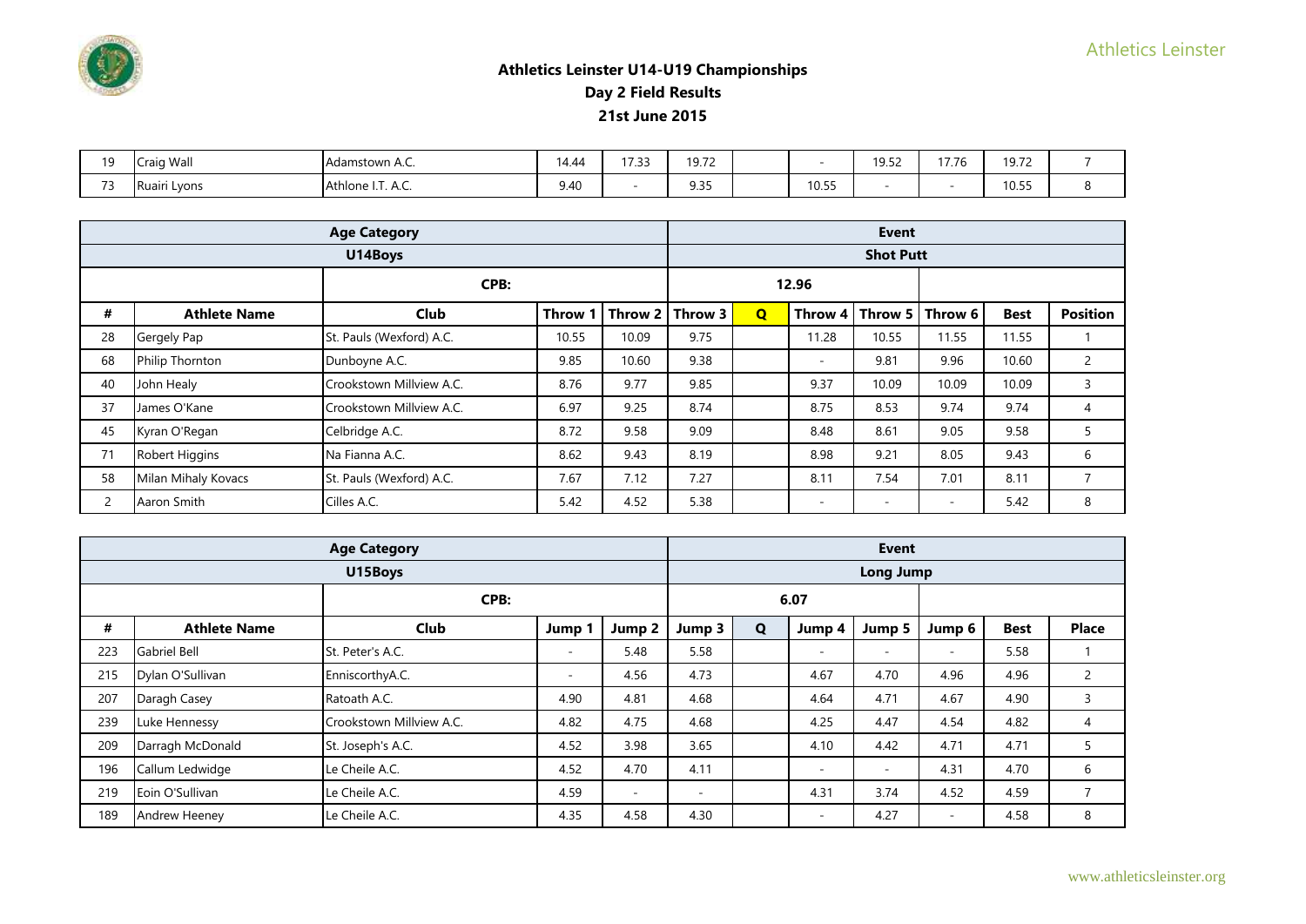## Athletics Leinster U14-U19 Championships
## Day 2 Field Results
## 21st June 2015

| 19 | Craig Wall | Adamstown A.C. | 14.44 | 17.33 | 19.72 | | - | 19.52 | 17.76 | 19.72 | 7 |
|---|---|---|---|---|---|---|---|---|---|---|---|
| 73 | Ruairi Lyons | Athlone I.T. A.C. | 9.40 | - | 9.35 | | 10.55 | - | - | 10.55 | 8 |

| Age Category | | | | | Event | | | | | | |
|---|---|---|---|---|---|---|---|---|---|---|---|
| U14Boys | | | | | Shot Putt | | | | | | |
| | | CPB: | | | 12.96 | | | | | | |
| # | Athlete Name | Club | Throw 1 | Throw 2 | Throw 3 | Q | Throw 4 | Throw 5 | Throw 6 | Best | Position |
| 28 | Gergely Pap | St. Pauls (Wexford) A.C. | 10.55 | 10.09 | 9.75 | | 11.28 | 10.55 | 11.55 | 11.55 | 1 |
| 68 | Philip Thornton | Dunboyne A.C. | 9.85 | 10.60 | 9.38 | | - | 9.81 | 9.96 | 10.60 | 2 |
| 40 | John Healy | Crookstown Millview A.C. | 8.76 | 9.77 | 9.85 | | 9.37 | 10.09 | 10.09 | 10.09 | 3 |
| 37 | James O'Kane | Crookstown Millview A.C. | 6.97 | 9.25 | 8.74 | | 8.75 | 8.53 | 9.74 | 9.74 | 4 |
| 45 | Kyran O'Regan | Celbridge A.C. | 8.72 | 9.58 | 9.09 | | 8.48 | 8.61 | 9.05 | 9.58 | 5 |
| 71 | Robert Higgins | Na Fianna A.C. | 8.62 | 9.43 | 8.19 | | 8.98 | 9.21 | 8.05 | 9.43 | 6 |
| 58 | Milan Mihaly Kovacs | St. Pauls (Wexford) A.C. | 7.67 | 7.12 | 7.27 | | 8.11 | 7.54 | 7.01 | 8.11 | 7 |
| 2 | Aaron Smith | Cilles A.C. | 5.42 | 4.52 | 5.38 | | - | - | - | 5.42 | 8 |

| Age Category | | | | | Event | | | | | | |
|---|---|---|---|---|---|---|---|---|---|---|---|
| U15Boys | | | | | Long Jump | | | | | | |
| | | CPB: | | | 6.07 | | | | | | |
| # | Athlete Name | Club | Jump 1 | Jump 2 | Jump 3 | Q | Jump 4 | Jump 5 | Jump 6 | Best | Place |
| 223 | Gabriel Bell | St. Peter's A.C. | - | 5.48 | 5.58 | | - | - | - | 5.58 | 1 |
| 215 | Dylan O'Sullivan | EnniscorthyA.C. | - | 4.56 | 4.73 | | 4.67 | 4.70 | 4.96 | 4.96 | 2 |
| 207 | Daragh Casey | Ratoath A.C. | 4.90 | 4.81 | 4.68 | | 4.64 | 4.71 | 4.67 | 4.90 | 3 |
| 239 | Luke Hennessy | Crookstown Millview A.C. | 4.82 | 4.75 | 4.68 | | 4.25 | 4.47 | 4.54 | 4.82 | 4 |
| 209 | Darragh McDonald | St. Joseph's A.C. | 4.52 | 3.98 | 3.65 | | 4.10 | 4.42 | 4.71 | 4.71 | 5 |
| 196 | Callum Ledwidge | Le Cheile A.C. | 4.52 | 4.70 | 4.11 | | - | - | 4.31 | 4.70 | 6 |
| 219 | Eoin O'Sullivan | Le Cheile A.C. | 4.59 | - | - | | 4.31 | 3.74 | 4.52 | 4.59 | 7 |
| 189 | Andrew Heeney | Le Cheile A.C. | 4.35 | 4.58 | 4.30 | | - | 4.27 | - | 4.58 | 8 |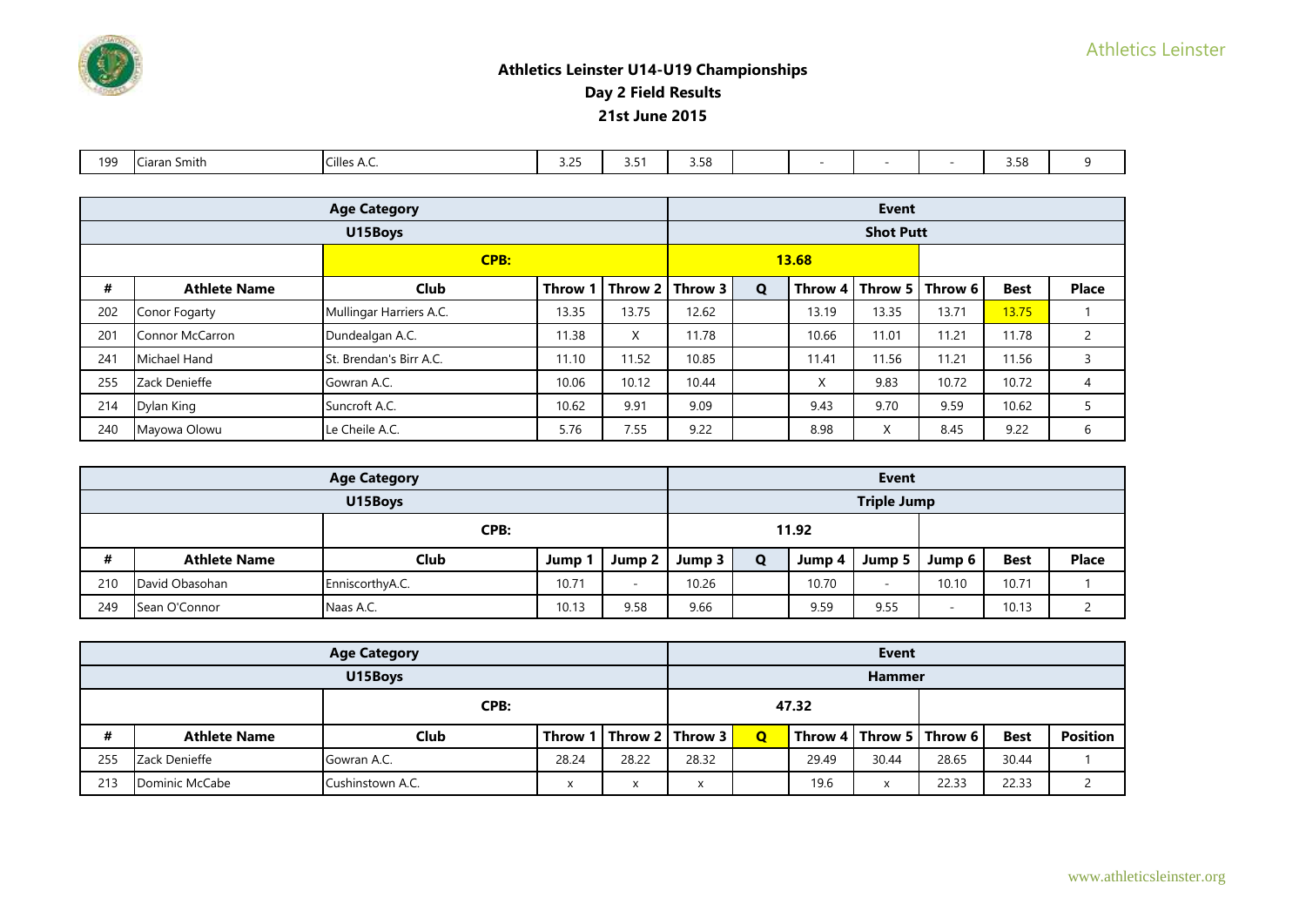# Athletics Leinster U14-U19 Championships
## Day 2 Field Results
## 21st June 2015

| 199 | Ciaran Smith | Cilles A.C. | 3.25 | 3.51 | 3.58 | | - | - | - | 3.58 | 9 |
|---|---|---|---|---|---|---|---|---|---|---|---|

| Age Category | | | | | Event | | | | | |
|---|---|---|---|---|---|---|---|---|---|---|
| U15Boys | | | | | Shot Put | | | | | |
| | CPB: | | | | 13.68 | | | | | |
| # | Athlete Name | Club | Throw 1 | Throw 2 | Throw 3 | Q | Throw 4 | Throw 5 | Throw 6 | Best | Place |
| 202 | Conor Fogarty | Mullingar Harriers A.C. | 13.35 | 13.75 | 12.62 | | 13.19 | 13.35 | 13.71 | 13.75 | 1 |
| 201 | Connor McCarron | Dundealgan A.C. | 11.38 | X | 11.78 | | 10.66 | 11.01 | 11.21 | 11.78 | 2 |
| 241 | Michael Hand | St. Brendan's Birr A.C. | 11.10 | 11.52 | 10.85 | | 11.41 | 11.56 | 11.21 | 11.56 | 3 |
| 255 | Zack Denieffe | Gowran A.C. | 10.06 | 10.12 | 10.44 | | X | 9.83 | 10.72 | 10.72 | 4 |
| 214 | Dylan King | Suncroft A.C. | 10.62 | 9.91 | 9.09 | | 9.43 | 9.70 | 9.59 | 10.62 | 5 |
| 240 | Mayowa Olowu | Le Cheile A.C. | 5.76 | 7.55 | 9.22 | | 8.98 | X | 8.45 | 9.22 | 6 |

| Age Category | | | | | Event | | | | | | |
|---|---|---|---|---|---|---|---|---|---|---|---|
| U15Boys | | | | | Triple Jump | | | | | | |
| | CPB: | | | | 11.92 | | | | | | |
| # | Athlete Name | Club | Jump 1 | Jump 2 | Jump 3 | Q | Jump 4 | Jump 5 | Jump 6 | Best | Place |
| 210 | David Obasohan | EnniscorthyA.C. | 10.71 | - | 10.26 | | 10.70 | - | 10.10 | 10.71 | 1 |
| 249 | Sean O'Connor | Naas A.C. | 10.13 | 9.58 | 9.66 | | 9.59 | 9.55 | - | 10.13 | 2 |

| Age Category | | | | | Event | | | | | | |
|---|---|---|---|---|---|---|---|---|---|---|---|
| U15Boys | | | | | Hammer | | | | | | |
| | CPB: | | | | 47.32 | | | | | | |
| # | Athlete Name | Club | Throw 1 | Throw 2 | Throw 3 | Q | Throw 4 | Throw 5 | Throw 6 | Best | Position |
| 255 | Zack Denieffe | Gowran A.C. | 28.24 | 28.22 | 28.32 | | 29.49 | 30.44 | 28.65 | 30.44 | 1 |
| 213 | Dominic McCabe | Cushinstown A.C. | x | x | x | | 19.6 | x | 22.33 | 22.33 | 2 |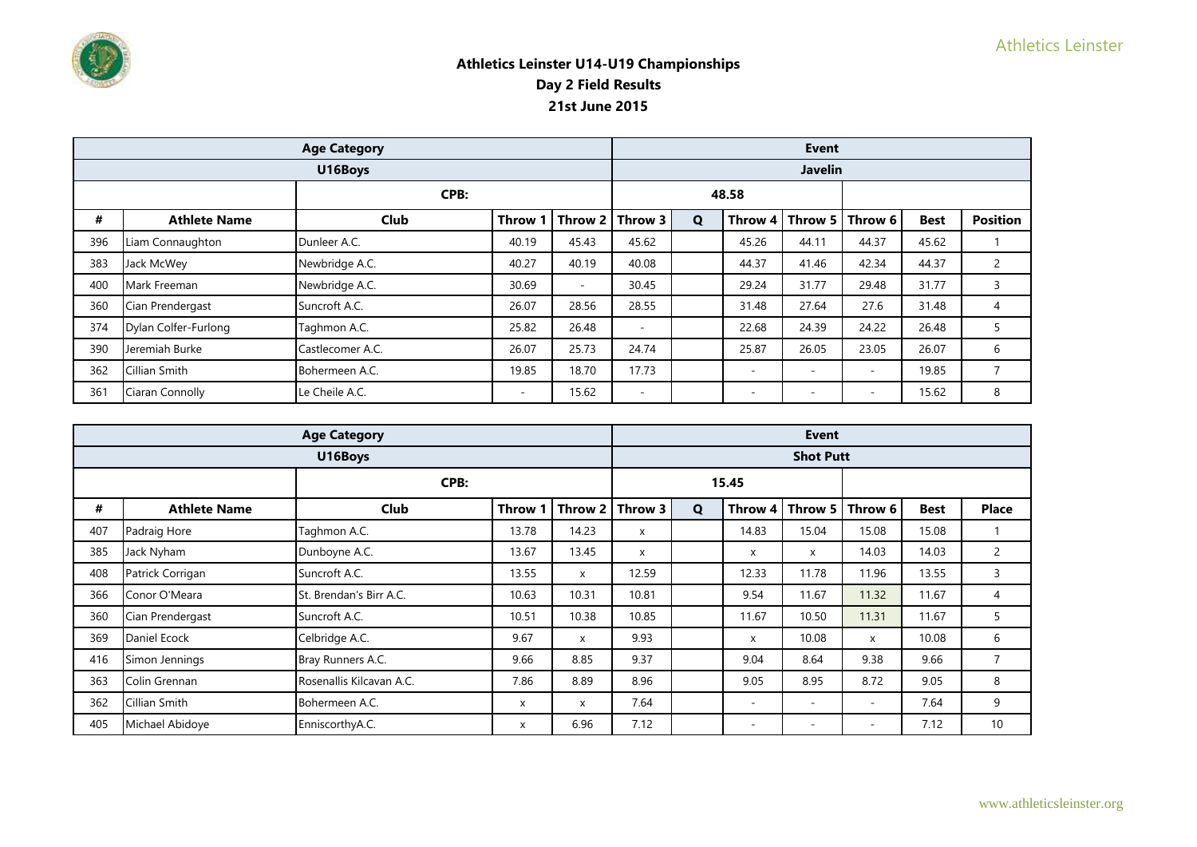**Athletics Leinster U14-U19 Championships**
**Day 2 Field Results**
**21st June 2015**

| Age Category | | | | | Event | | | | | |
|---|---|---|---|---|---|---|---|---|---|---|
| U16Boys | | | | | Javelin | | | | | |
| | | CPB: | | | 48.58 | | | | | |
| # | Athlete Name | Club | Throw 1 | Throw 2 | Throw 3 | Q | Throw 4 | Throw 5 | Throw 6 | Best | Position |
| 396 | Liam Connaughton | Dunleer A.C. | 40.19 | 45.43 | 45.62 | | 45.26 | 44.11 | 44.37 | 45.62 | 1 |
| 383 | Jack McWey | Newbridge A.C. | 40.27 | 40.19 | 40.08 | | 44.37 | 41.46 | 42.34 | 44.37 | 2 |
| 400 | Mark Freeman | Newbridge A.C. | 30.69 | - | 30.45 | | 29.24 | 31.77 | 29.48 | 31.77 | 3 |
| 360 | Cian Prendergast | Suncroft A.C. | 26.07 | 28.56 | 28.55 | | 31.48 | 27.64 | 27.6 | 31.48 | 4 |
| 374 | Dylan Colfer-Furlong | Taghmon A.C. | 25.82 | 26.48 | - | | 22.68 | 24.39 | 24.22 | 26.48 | 5 |
| 390 | Jeremiah Burke | Castlecomer A.C. | 26.07 | 25.73 | 24.74 | | 25.87 | 26.05 | 23.05 | 26.07 | 6 |
| 362 | Cillian Smith | Bohermeen A.C. | 19.85 | 18.70 | 17.73 | | - | - | - | 19.85 | 7 |
| 361 | Ciaran Connolly | Le Cheile A.C. | - | 15.62 | - | | - | - | - | 15.62 | 8 |

| Age Category | | | | | Event | | | | | |
|---|---|---|---|---|---|---|---|---|---|---|
| U16Boys | | | | | Shot Putt | | | | | |
| | | CPB: | | | 15.45 | | | | | |
| # | Athlete Name | Club | Throw 1 | Throw 2 | Throw 3 | Q | Throw 4 | Throw 5 | Throw 6 | Best | Place |
| 407 | Padraig Hore | Taghmon A.C. | 13.78 | 14.23 | x | | 14.83 | 15.04 | 15.08 | 15.08 | 1 |
| 385 | Jack Nyham | Dunboyne A.C. | 13.67 | 13.45 | x | | x | x | 14.03 | 14.03 | 2 |
| 408 | Patrick Corrigan | Suncroft A.C. | 13.55 | x | 12.59 | | 12.33 | 11.78 | 11.96 | 13.55 | 3 |
| 366 | Conor O'Meara | St. Brendan's Birr A.C. | 10.63 | 10.31 | 10.81 | | 9.54 | 11.67 | 11.32 | 11.67 | 4 |
| 360 | Cian Prendergast | Suncroft A.C. | 10.51 | 10.38 | 10.85 | | 11.67 | 10.50 | 11.31 | 11.67 | 5 |
| 369 | Daniel Ecock | Celbridge A.C. | 9.67 | x | 9.93 | | x | 10.08 | x | 10.08 | 6 |
| 416 | Simon Jennings | Bray Runners A.C. | 9.66 | 8.85 | 9.37 | | 9.04 | 8.64 | 9.38 | 9.66 | 7 |
| 363 | Colin Grennan | Rosenallis Kilcavan A.C. | 7.86 | 8.89 | 8.96 | | 9.05 | 8.95 | 8.72 | 9.05 | 8 |
| 362 | Cillian Smith | Bohermeen A.C. | x | x | 7.64 | | - | - | - | 7.64 | 9 |
| 405 | Michael Abidoye | EnniscorthyA.C. | x | 6.96 | 7.12 | | - | - | - | 7.12 | 10 |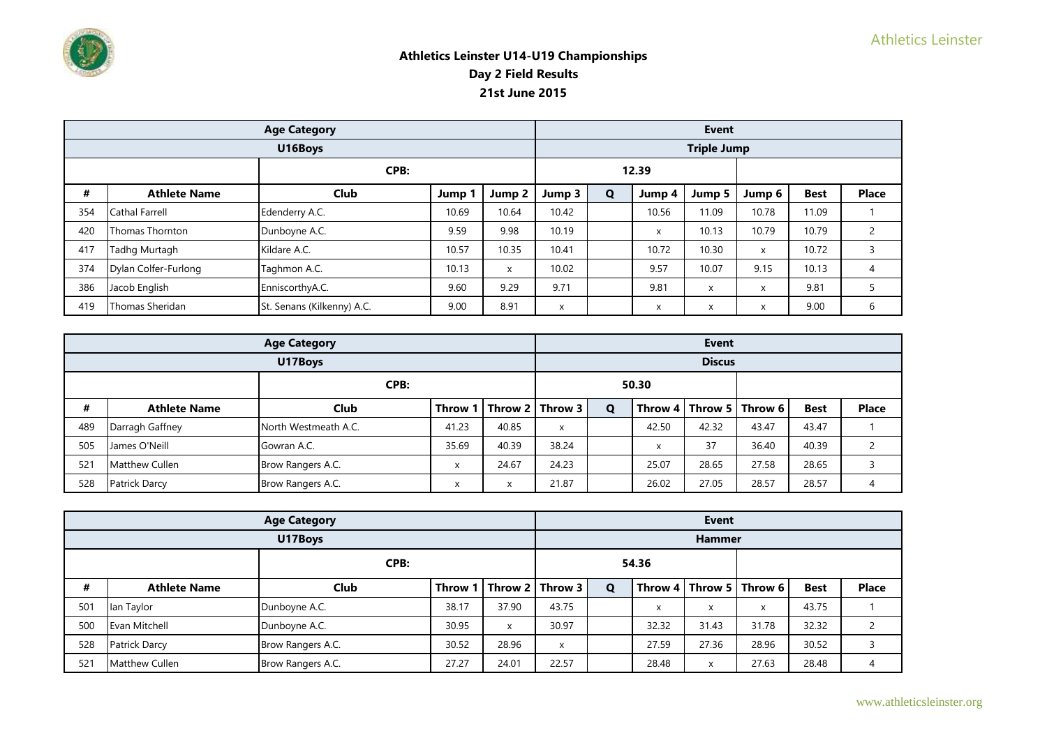# Athletics Leinster U14-U19 Championships
## Day 2 Field Results
## 21st June 2015

| | Age Category | | | | Event | | | | | |
|---|---|---|---|---|---|---|---|---|---|---|
| | U16Boys | | | | Triple Jump | | | | | |
| | CPB: | | | | 12.39 | | | | | |
| # | Athlete Name | Club | Jump 1 | Jump 2 | Jump 3 | Q | Jump 4 | Jump 5 | Jump 6 | Best | Place |
| 354 | Cathal Farrell | Edenderry A.C. | 10.69 | 10.64 | 10.42 | | 10.56 | 11.09 | 10.78 | 11.09 | 1 |
| 420 | Thomas Thornton | Dunboyne A.C. | 9.59 | 9.98 | 10.19 | | x | 10.13 | 10.79 | 10.79 | 2 |
| 417 | Tadhg Murtagh | Kildare A.C. | 10.57 | 10.35 | 10.41 | | 10.72 | 10.30 | x | 10.72 | 3 |
| 374 | Dylan Colfer-Furlong | Taghmon A.C. | 10.13 | x | 10.02 | | 9.57 | 10.07 | 9.15 | 10.13 | 4 |
| 386 | Jacob English | EnniscorthyA.C. | 9.60 | 9.29 | 9.71 | | 9.81 | x | x | 9.81 | 5 |
| 419 | Thomas Sheridan | St. Senans (Kilkenny) A.C. | 9.00 | 8.91 | x | | x | x | x | 9.00 | 6 |

| | Age Category | | | | Event | | | | | |
|---|---|---|---|---|---|---|---|---|---|---|
| | U17Boys | | | | Discus | | | | | |
| | CPB: | | | | 50.30 | | | | | |
| # | Athlete Name | Club | Throw 1 | Throw 2 | Throw 3 | Q | Throw 4 | Throw 5 | Throw 6 | Best | Place |
| 489 | Darragh Gaffney | North Westmeath A.C. | 41.23 | 40.85 | x | | 42.50 | 42.32 | 43.47 | 43.47 | 1 |
| 505 | James O'Neill | Gowran A.C. | 35.69 | 40.39 | 38.24 | | x | 37 | 36.40 | 40.39 | 2 |
| 521 | Matthew Cullen | Brow Rangers A.C. | x | 24.67 | 24.23 | | 25.07 | 28.65 | 27.58 | 28.65 | 3 |
| 528 | Patrick Darcy | Brow Rangers A.C. | x | x | 21.87 | | 26.02 | 27.05 | 28.57 | 28.57 | 4 |

| | Age Category | | | | Event | | | | | |
|---|---|---|---|---|---|---|---|---|---|---|
| | U17Boys | | | | Hammer | | | | | |
| | CPB: | | | | 54.36 | | | | | |
| # | Athlete Name | Club | Throw 1 | Throw 2 | Throw 3 | Q | Throw 4 | Throw 5 | Throw 6 | Best | Place |
| 501 | Ian Taylor | Dunboyne A.C. | 38.17 | 37.90 | 43.75 | | x | x | x | 43.75 | 1 |
| 500 | Evan Mitchell | Dunboyne A.C. | 30.95 | x | 30.97 | | 32.32 | 31.43 | 31.78 | 32.32 | 2 |
| 528 | Patrick Darcy | Brow Rangers A.C. | 30.52 | 28.96 | x | | 27.59 | 27.36 | 28.96 | 30.52 | 3 |
| 521 | Matthew Cullen | Brow Rangers A.C. | 27.27 | 24.01 | 22.57 | | 28.48 | x | 27.63 | 28.48 | 4 |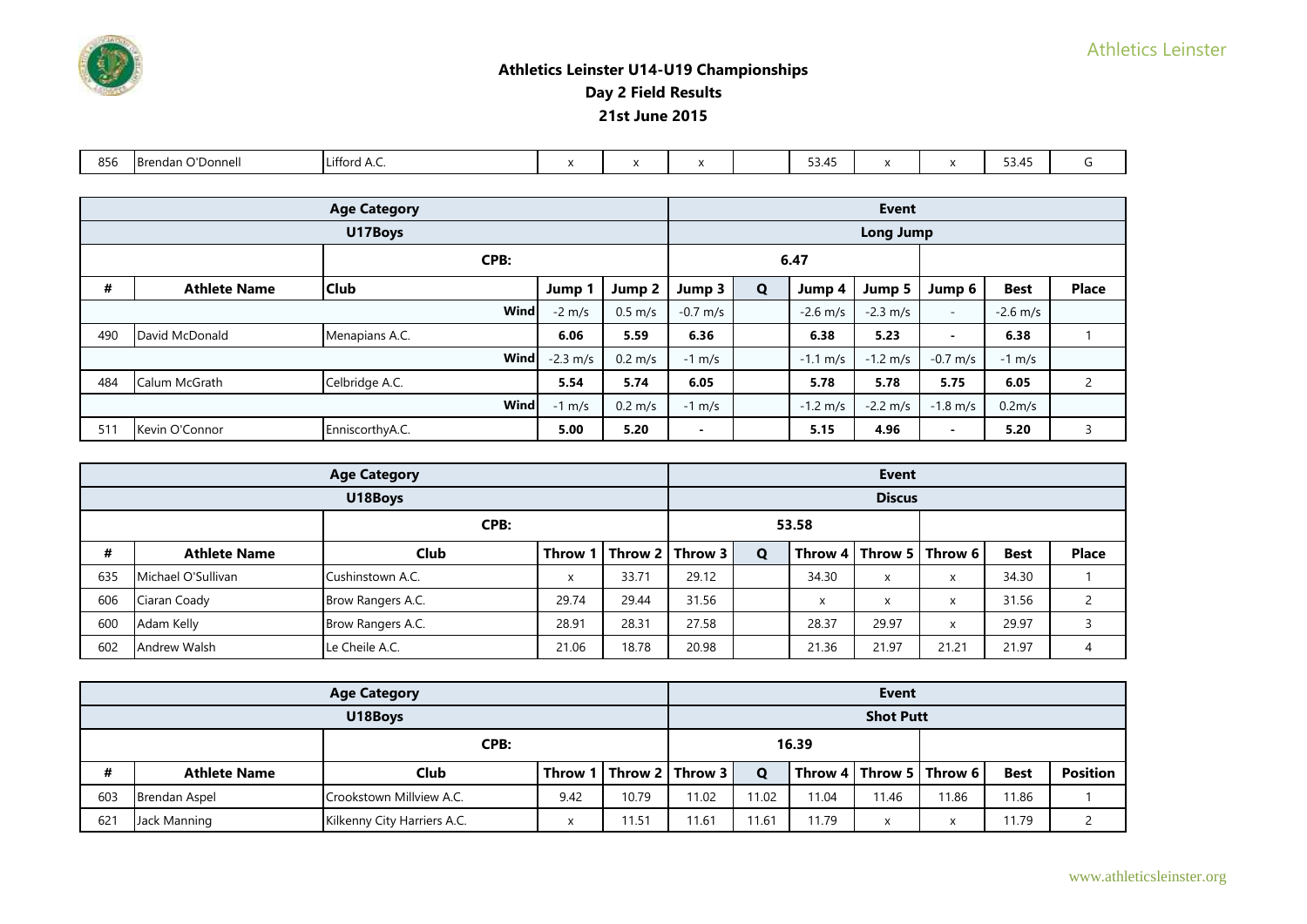## Athletics Leinster U14-U19 Championships
## Day 2 Field Results
## 21st June 2015

| 856 | Brendan O'Donnell | Lifford A.C. | x | x | x | | 53.45 | x | x | 53.45 | G |
|---|---|---|---|---|---|---|---|---|---|---|---|

| Age Category | | | | | | Event | | | | | |
|---|---|---|---|---|---|---|---|---|---|---|---|
| U17Boys | | | | | | Long Jump | | | | | |
| | | CPB: | | | | 6.47 | | | | | |
| # | Athlete Name | Club | Jump 1 | Jump 2 | Jump 3 | Q | Jump 4 | Jump 5 | Jump 6 | Best | Place |
| | | Wind | -2 m/s | 0.5 m/s | -0.7 m/s | | -2.6 m/s | -2.3 m/s | - | -2.6 m/s | |
| 490 | David McDonald | Menapians A.C. | 6.06 | 5.59 | 6.36 | | 6.38 | 5.23 | - | 6.38 | 1 |
| | | Wind | -2.3 m/s | 0.2 m/s | -1 m/s | | -1.1 m/s | -1.2 m/s | -0.7 m/s | -1 m/s | |
| 484 | Calum McGrath | Celbridge A.C. | 5.54 | 5.74 | 6.05 | | 5.78 | 5.78 | 5.75 | 6.05 | 2 |
| | | Wind | -1 m/s | 0.2 m/s | -1 m/s | | -1.2 m/s | -2.2 m/s | -1.8 m/s | 0.2m/s | |
| 511 | Kevin O'Connor | EnniscorthyA.C. | 5.00 | 5.20 | - | | 5.15 | 4.96 | - | 5.20 | 3 |

| Age Category | | | | | | Event | | | | | |
|---|---|---|---|---|---|---|---|---|---|---|---|
| U18Boys | | | | | | Discus | | | | | |
| | | CPB: | | | | 53.58 | | | | | |
| # | Athlete Name | Club | Throw 1 | Throw 2 | Throw 3 | Q | Throw 4 | Throw 5 | Throw 6 | Best | Place |
| 635 | Michael O'Sullivan | Cushinstown A.C. | x | 33.71 | 29.12 | | 34.30 | x | x | 34.30 | 1 |
| 606 | Ciaran Coady | Brow Rangers A.C. | 29.74 | 29.44 | 31.56 | | x | x | x | 31.56 | 2 |
| 600 | Adam Kelly | Brow Rangers A.C. | 28.91 | 28.31 | 27.58 | | 28.37 | 29.97 | x | 29.97 | 3 |
| 602 | Andrew Walsh | Le Cheile A.C. | 21.06 | 18.78 | 20.98 | | 21.36 | 21.97 | 21.21 | 21.97 | 4 |

| Age Category | | | | | | Event | | | | | |
|---|---|---|---|---|---|---|---|---|---|---|---|
| U18Boys | | | | | | Shot Putt | | | | | |
| | | CPB: | | | | 16.39 | | | | | |
| # | Athlete Name | Club | Throw 1 | Throw 2 | Throw 3 | Q | Throw 4 | Throw 5 | Throw 6 | Best | Position |
| 603 | Brendan Aspel | Crookstown Millview A.C. | 9.42 | 10.79 | 11.02 | 11.02 | 11.04 | 11.46 | 11.86 | 11.86 | 1 |
| 621 | Jack Manning | Kilkenny City Harriers A.C. | x | 11.51 | 11.61 | 11.61 | 11.79 | x | x | 11.79 | 2 |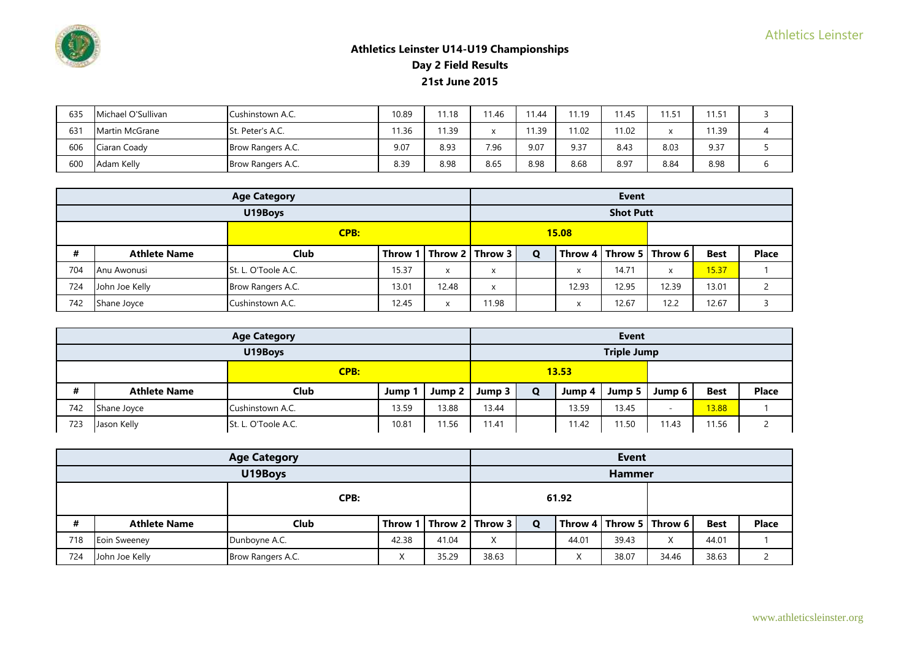# Athletics Leinster U14-U19 Championships

## Day 2 Field Results

## 21st June 2015

| 635 | Michael O'Sullivan | Cushinstown A.C. | 10.89 | 11.18 | 11.46 | 11.44 | 11.19 | 11.45 | 11.51 | 11.51 | 3 |
|---|---|---|---|---|---|---|---|---|---|---|---|
| 631 | Martin McGrane | St. Peter's A.C. | 11.36 | 11.39 | x | 11.39 | 11.02 | 11.02 | x | 11.39 | 4 |
| 606 | Ciaran Coady | Brow Rangers A.C. | 9.07 | 8.93 | 7.96 | 9.07 | 9.37 | 8.43 | 8.03 | 9.37 | 5 |
| 600 | Adam Kelly | Brow Rangers A.C. | 8.39 | 8.98 | 8.65 | 8.98 | 8.68 | 8.97 | 8.84 | 8.98 | 6 |

| Age Category | | | | | | Event | | | | | |
|---|---|---|---|---|---|---|---|---|---|---|---|
| U19Boys | | | | | | Shot Putt | | | | | |
| | | CPB: | | | | 15.08 | | | | | |
| # | Athlete Name | Club | Throw 1 | Throw 2 | Throw 3 | Q | Throw 4 | Throw 5 | Throw 6 | Best | Place |
| 704 | Anu Awonusi | St. L. O'Toole A.C. | 15.37 | x | x | | x | 14.71 | x | 15.37 | 1 |
| 724 | John Joe Kelly | Brow Rangers A.C. | 13.01 | 12.48 | x | | 12.93 | 12.95 | 12.39 | 13.01 | 2 |
| 742 | Shane Joyce | Cushinstown A.C. | 12.45 | x | 11.98 | | x | 12.67 | 12.2 | 12.67 | 3 |

| Age Category | | | | | | Event | | | | | |
|---|---|---|---|---|---|---|---|---|---|---|---|
| U19Boys | | | | | | Triple Jump | | | | | |
| | | CPB: | | | | 13.53 | | | | | |
| # | Athlete Name | Club | Jump 1 | Jump 2 | Jump 3 | Q | Jump 4 | Jump 5 | Jump 6 | Best | Place |
| 742 | Shane Joyce | Cushinstown A.C. | 13.59 | 13.88 | 13.44 | | 13.59 | 13.45 | - | 13.88 | 1 |
| 723 | Jason Kelly | St. L. O'Toole A.C. | 10.81 | 11.56 | 11.41 | | 11.42 | 11.50 | 11.43 | 11.56 | 2 |

| Age Category | | | | | | Event | | | | | |
|---|---|---|---|---|---|---|---|---|---|---|---|
| U19Boys | | | | | | Hammer | | | | | |
| | | CPB: | | | | 61.92 | | | | | |
| # | Athlete Name | Club | Throw 1 | Throw 2 | Throw 3 | Q | Throw 4 | Throw 5 | Throw 6 | Best | Place |
| 718 | Eoin Sweeney | Dunboyne A.C. | 42.38 | 41.04 | X | | 44.01 | 39.43 | X | 44.01 | 1 |
| 724 | John Joe Kelly | Brow Rangers A.C. | X | 35.29 | 38.63 | | X | 38.07 | 34.46 | 38.63 | 2 |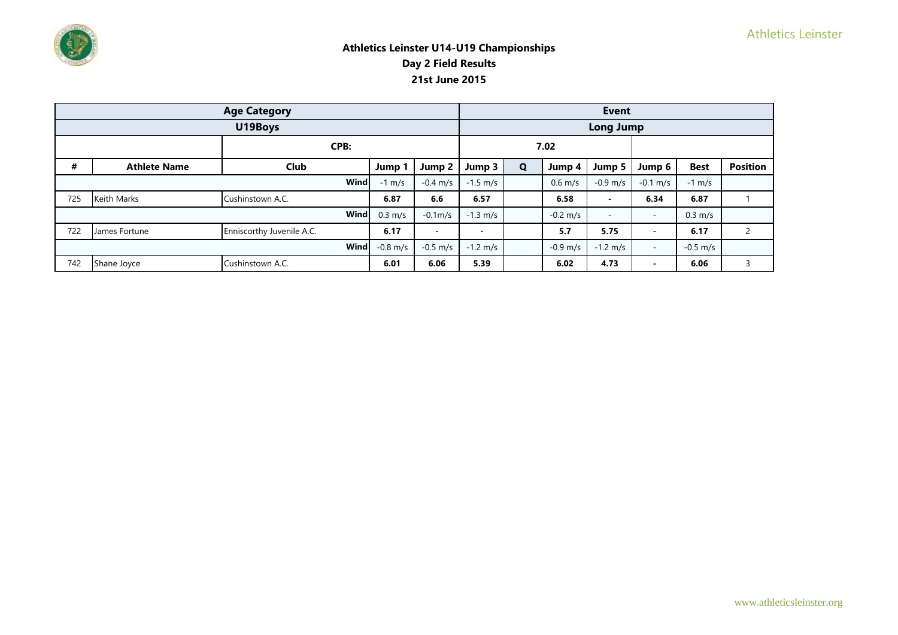# Athletics Leinster U14-U19 Championships
## Day 2 Field Results
## 21st June 2015

| Age Category | | | | | Event | | | | | | |
|---|---|---|---|---|---|---|---|---|---|---|---|
| U19Boys | | | | | Long Jump | | | | | | |
| | | CPB: | | | 7.02 | | | | | | |
| # | Athlete Name | Club | Jump 1 | Jump 2 | Jump 3 | Q | Jump 4 | Jump 5 | Jump 6 | Best | Position |
| | | Wind | -1 m/s | -0.4 m/s | -1.5 m/s | | 0.6 m/s | -0.9 m/s | -0.1 m/s | -1 m/s | |
| 725 | Keith Marks | Cushinstown A.C. | 6.87 | 6.6 | 6.57 | | 6.58 | - | 6.34 | 6.87 | 1 |
| | | Wind | 0.3 m/s | -0.1m/s | -1.3 m/s | | -0.2 m/s | - | - | 0.3 m/s | |
| 722 | James Fortune | Enniscorthy Juvenile A.C. | 6.17 | - | - | | 5.7 | 5.75 | - | 6.17 | 2 |
| | | Wind | -0.8 m/s | -0.5 m/s | -1.2 m/s | | -0.9 m/s | -1.2 m/s | - | -0.5 m/s | |
| 742 | Shane Joyce | Cushinstown A.C. | 6.01 | 6.06 | 5.39 | | 6.02 | 4.73 | - | 6.06 | 3 |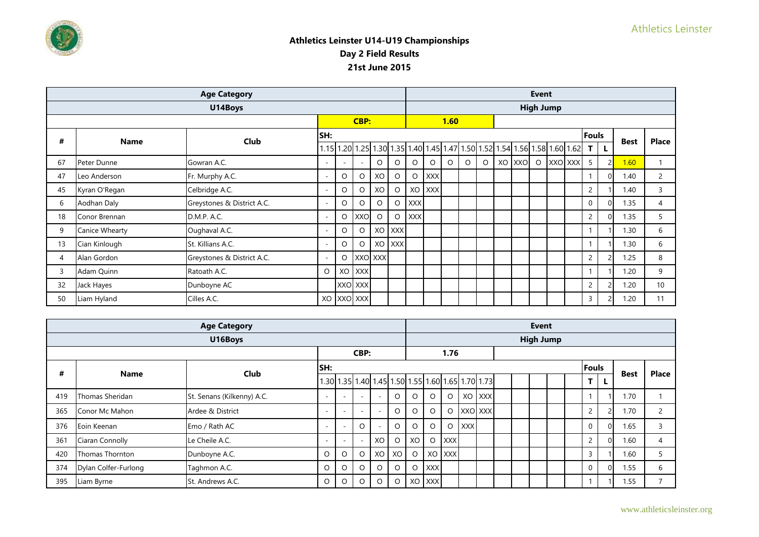## Athletics Leinster U14-U19 Championships
## Day 2 Field Results
## 21st June 2015

| Age Category | | | | | | | | | | | | | | | | | | | | | | | |
|---|---|---|---|---|---|---|---|---|---|---|---|---|---|---|---|---|---|---|---|---|---|---|---|
| **U14Boys** | | | Event: **High Jump** | | | | | | | | | | | | | | | | | | | | |
| | | | CBP: | | | | | 1.60 | | | | | | | | | | | | | | | |
| # | Name | Club | SH: 1.15 | 1.20 | 1.25 | 1.30 | 1.35 | 1.40 | 1.45 | 1.47 | 1.50 | 1.52 | 1.54 | 1.56 | 1.58 | 1.60 | 1.62 | | Fouls T | L | Best | Place |
| 67 | Peter Dunne | Gowran A.C. | - | - | - | O | O | O | O | O | O | O | XO | XXO | O | XXO | XXX | | 5 | 2 | 1.60 | 1 |
| 47 | Leo Anderson | Fr. Murphy A.C. | - | O | O | XO | O | O | XXX | | | | | | | | | | 1 | 0 | 1.40 | 2 |
| 45 | Kyran O'Regan | Celbridge A.C. | - | O | O | XO | O | XO | XXX | | | | | | | | | | 2 | 1 | 1.40 | 3 |
| 6 | Aodhan Daly | Greystones & District A.C. | - | O | O | O | O | XXX | | | | | | | | | | | 0 | 0 | 1.35 | 4 |
| 18 | Conor Brennan | D.M.P. A.C. | - | O | XXO | O | O | XXX | | | | | | | | | | | 2 | 0 | 1.35 | 5 |
| 9 | Canice Whearty | Oughaval A.C. | - | O | O | XO | XXX | | | | | | | | | | | | 1 | 1 | 1.30 | 6 |
| 13 | Cian Kinlough | St. Killians A.C. | - | O | O | XO | XXX | | | | | | | | | | | | 1 | 1 | 1.30 | 6 |
| 4 | Alan Gordon | Greystones & District A.C. | - | O | XXO | XXX | | | | | | | | | | | | | 2 | 2 | 1.25 | 8 |
| 3 | Adam Quinn | Ratoath A.C. | O | XO | XXX | | | | | | | | | | | | | | 1 | 1 | 1.20 | 9 |
| 32 | Jack Hayes | Dunboyne AC | | XXO | XXX | | | | | | | | | | | | | | 2 | 2 | 1.20 | 10 |
| 50 | Liam Hyland | Cilles A.C. | XO | XXO | XXX | | | | | | | | | | | | | | 3 | 2 | 1.20 | 11 |

| Age Category | | | | | | | | | | | | | | | | | | |
|---|---|---|---|---|---|---|---|---|---|---|---|---|---|---|---|---|---|---|
| **U16Boys** | | | Event: **High Jump** | | | | | | | | | | | | | | | |
| | | | CBP: | | | | | 1.76 | | | | | | | | | | |
| # | Name | Club | SH: 1.30 | 1.35 | 1.40 | 1.45 | 1.50 | 1.55 | 1.60 | 1.65 | 1.70 | 1.73 | | | | Fouls T | L | Best | Place |
| 419 | Thomas Sheridan | St. Senans (Kilkenny) A.C. | - | - | - | - | O | O | O | O | XO | XXX | | | | 1 | 1 | 1.70 | 1 |
| 365 | Conor Mc Mahon | Ardee & District | - | - | - | - | O | O | O | O | XXO | XXX | | | | 2 | 2 | 1.70 | 2 |
| 376 | Eoin Keenan | Emo / Rath AC | - | - | O | - | O | O | O | O | XXX | | | | | 0 | 0 | 1.65 | 3 |
| 361 | Ciaran Connolly | Le Cheile A.C. | - | - | - | XO | O | XO | O | XXX | | | | | | 2 | 0 | 1.60 | 4 |
| 420 | Thomas Thornton | Dunboyne A.C. | O | O | O | XO | XO | O | XO | XXX | | | | | | 3 | 1 | 1.60 | 5 |
| 374 | Dylan Colfer-Furlong | Taghmon A.C. | O | O | O | O | O | O | XXX | | | | | | | 0 | 0 | 1.55 | 6 |
| 395 | Liam Byrne | St. Andrews A.C. | O | O | O | O | O | XO | XXX | | | | | | | 1 | 1 | 1.55 | 7 |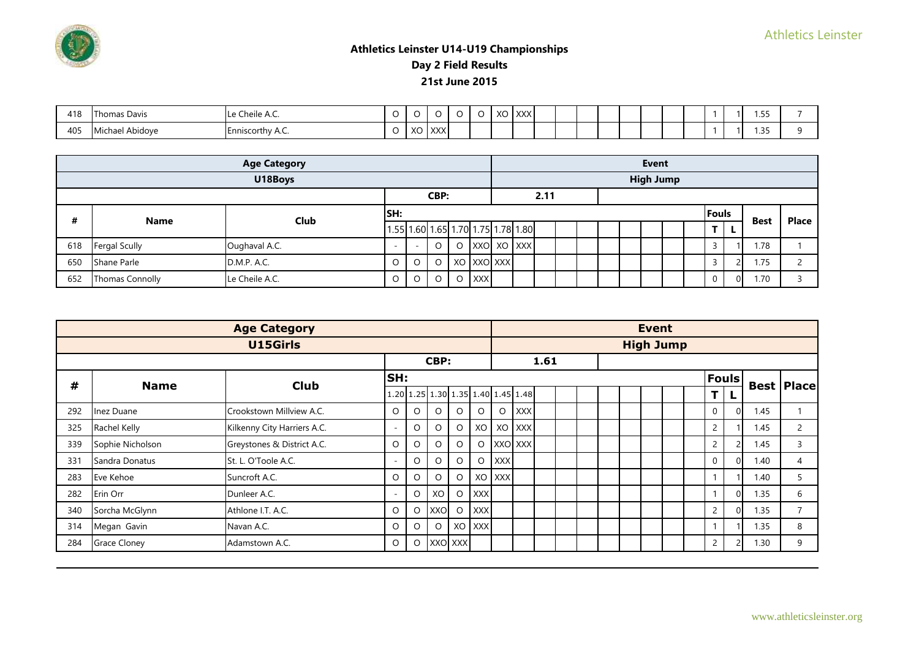## Athletics Leinster U14-U19 Championships
## Day 2 Field Results
## 21st June 2015

| # | Name | Club | | | | | | | | | | | | | | | | | | T | L | Best | Place |
|---|---|---|---|---|---|---|---|---|---|---|---|---|---|---|---|---|---|---|---|---|---|---|---|
| 418 | Thomas Davis | Le Cheile A.C. | O | O | O | O | O | XO | XXX | | | | | | | | | | | 1 | 1 | 1.55 | 7 |
| 405 | Michael Abidoye | Enniscorthy A.C. | O | XO | XXX | | | | | | | | | | | | | | | 1 | 1 | 1.35 | 9 |

| Age Category | | | | | | | | | | Event | | | | | | | | | | | | | |
|---|---|---|---|---|---|---|---|---|---|---|---|---|---|---|---|---|---|---|---|---|---|---|---|
| U18Boys | | | | | | | | | | High Jump | | | | | | | | | | | | | |
| | | | CBP: | | | | | | | 2.11 | | | | | | | | | | | | | |
| # | Name | Club | SH: | | | | | | | | | | | | | | | | | Fouls | | Best | Place |
| | | | 1.55 | 1.60 | 1.65 | 1.70 | 1.75 | 1.78 | 1.80 | | | | | | | | | | | T | L | | |
| 618 | Fergal Scully | Oughaval A.C. | - | - | O | O | XXO | XO | XXX | | | | | | | | | | | 3 | 1 | 1.78 | 1 |
| 650 | Shane Parle | D.M.P. A.C. | O | O | O | XO | XXO | XXX | | | | | | | | | | | | 3 | 2 | 1.75 | 2 |
| 652 | Thomas Connolly | Le Cheile A.C. | O | O | O | O | XXX | | | | | | | | | | | | | 0 | 0 | 1.70 | 3 |

| Age Category | | | | | | | | | | Event | | | | | | | | | | | | | |
|---|---|---|---|---|---|---|---|---|---|---|---|---|---|---|---|---|---|---|---|---|---|---|---|
| U15Girls | | | | | | | | | | High Jump | | | | | | | | | | | | | |
| | | | CBP: | | | | | | | 1.61 | | | | | | | | | | | | | |
| # | Name | Club | SH: | | | | | | | | | | | | | | | | | Fouls | | Best | Place |
| | | | 1.20 | 1.25 | 1.30 | 1.35 | 1.40 | 1.45 | 1.48 | | | | | | | | | | | T | L | | |
| 292 | Inez Duane | Crookstown Millview A.C. | O | O | O | O | O | O | XXX | | | | | | | | | | | 0 | 0 | 1.45 | 1 |
| 325 | Rachel Kelly | Kilkenny City Harriers A.C. | - | O | O | O | XO | XO | XXX | | | | | | | | | | | 2 | 1 | 1.45 | 2 |
| 339 | Sophie Nicholson | Greystones & District A.C. | O | O | O | O | O | XXO | XXX | | | | | | | | | | | 2 | 2 | 1.45 | 3 |
| 331 | Sandra Donatus | St. L. O'Toole A.C. | - | O | O | O | O | XXX | | | | | | | | | | | | 0 | 0 | 1.40 | 4 |
| 283 | Eve Kehoe | Suncroft A.C. | O | O | O | O | XO | XXX | | | | | | | | | | | | 1 | 1 | 1.40 | 5 |
| 282 | Erin Orr | Dunleer A.C. | - | O | XO | O | XXX | | | | | | | | | | | | | 1 | 0 | 1.35 | 6 |
| 340 | Sorcha McGlynn | Athlone I.T. A.C. | O | O | XXO | O | XXX | | | | | | | | | | | | | 2 | 0 | 1.35 | 7 |
| 314 | Megan Gavin | Navan A.C. | O | O | O | XO | XXX | | | | | | | | | | | | | 1 | 1 | 1.35 | 8 |
| 284 | Grace Cloney | Adamstown A.C. | O | O | XXO | XXX | | | | | | | | | | | | | | 2 | 2 | 1.30 | 9 |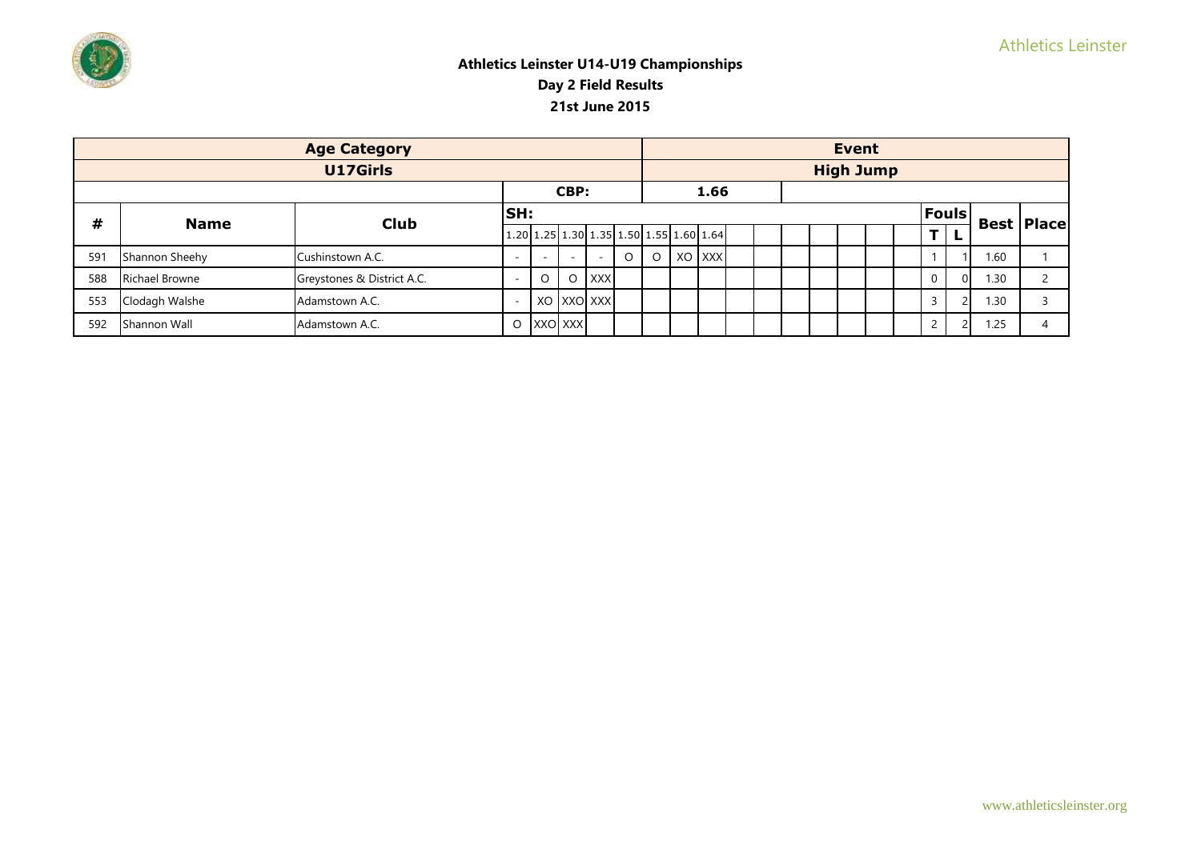**Athletics Leinster U14-U19 Championships**
**Day 2 Field Results**
**21st June 2015**

| Age Category | | | | | | | | | | | Event | | | | | | | | | | | | | | |
|---|---|---|---|---|---|---|---|---|---|---|---|---|---|---|---|---|---|---|---|---|---|---|---|---|---|
| U17Girls | | | | | | | | | | | High Jump | | | | | | | | | | | | | | |
| | | | CBP: | | | | | | | | 1.66 | | | | | | | | | | | | | | |
| # | Name | Club | SH: 1.20 | 1.25 | 1.30 | 1.35 | 1.50 | 1.55 | 1.60 | 1.64 | | | | | | | | | | | Fouls T | L | Best | Place |
| 591 | Shannon Sheehy | Cushinstown A.C. | - | - | - | - | O | O | XO | XXX | | | | | | | | | | | 1 | 1 | 1.60 | 1 |
| 588 | Richael Browne | Greystones & District A.C. | - | O | O | XXX | | | | | | | | | | | | | | | 0 | 0 | 1.30 | 2 |
| 553 | Clodagh Walshe | Adamstown A.C. | - | XO | XXO | XXX | | | | | | | | | | | | | | | 3 | 2 | 1.30 | 3 |
| 592 | Shannon Wall | Adamstown A.C. | O | XXO | XXX | | | | | | | | | | | | | | | | 2 | 2 | 1.25 | 4 |